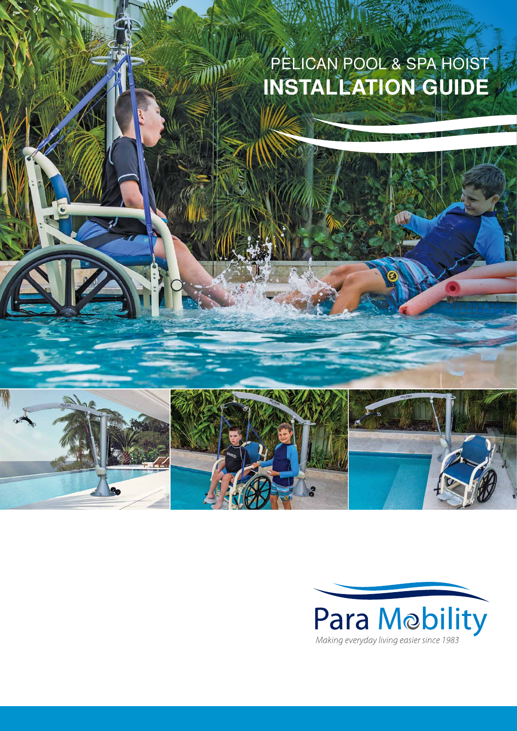# PELICAN POOL & SPA HOIST

# INSTALLATION GUIDE

Para Mobility

*Making everyday living easier since 1983*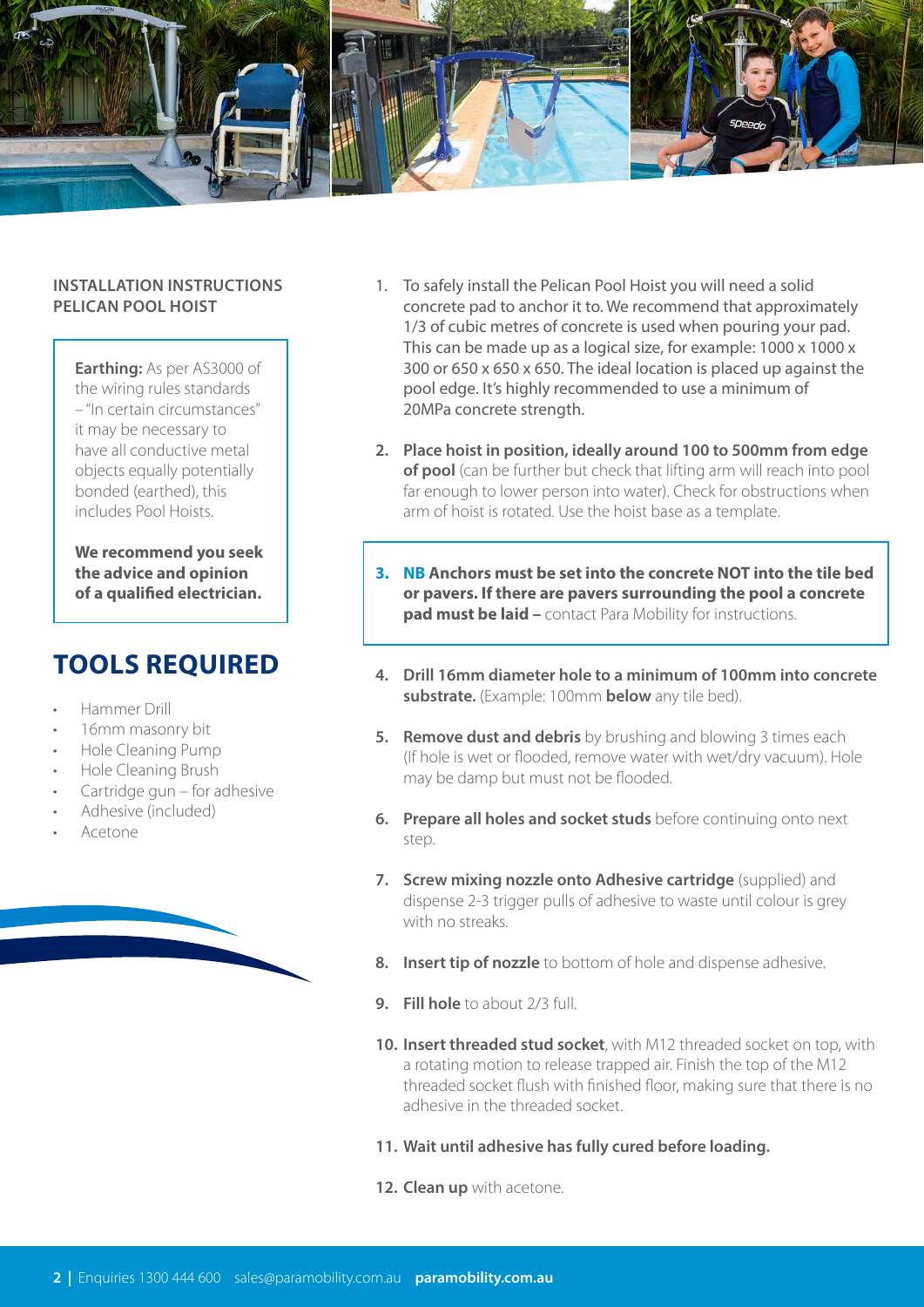## INSTALLATION INSTRUCTIONS PELICAN POOL HOIST

**Earthing:** As per AS3000 of the wiring rules standards – "In certain circumstances" it may be necessary to have all conductive metal objects equally potentially bonded (earthed), this includes Pool Hoists.

**We recommend you seek the advice and opinion of a qualified electrician.**

## TOOLS REQUIRED

- Hammer Drill
- 16mm masonry bit
- Hole Cleaning Pump
- Hole Cleaning Brush
- Cartridge gun – for adhesive
- Adhesive (included)
- Acetone

1. To safely install the Pelican Pool Hoist you will need a solid concrete pad to anchor it to. We recommend that approximately 1/3 of cubic metres of concrete is used when pouring your pad. This can be made up as a logical size, for example: 1000 x 1000 x 300 or 650 x 650 x 650. The ideal location is placed up against the pool edge. It's highly recommended to use a minimum of 20MPa concrete strength.
2. **Place hoist in position, ideally around 100 to 500mm from edge of pool** (can be further but check that lifting arm will reach into pool far enough to lower person into water). Check for obstructions when arm of hoist is rotated. Use the hoist base as a template.
3. **NB Anchors must be set into the concrete NOT into the tile bed or pavers. If there are pavers surrounding the pool a concrete pad must be laid –** contact Para Mobility for instructions.
4. **Drill 16mm diameter hole to a minimum of 100mm into concrete substrate.** (Example: 100mm **below** any tile bed).
5. **Remove dust and debris** by brushing and blowing 3 times each (If hole is wet or flooded, remove water with wet/dry vacuum). Hole may be damp but must not be flooded.
6. **Prepare all holes and socket studs** before continuing onto next step.
7. **Screw mixing nozzle onto Adhesive cartridge** (supplied) and dispense 2-3 trigger pulls of adhesive to waste until colour is grey with no streaks.
8. **Insert tip of nozzle** to bottom of hole and dispense adhesive.
9. **Fill hole** to about 2/3 full.
10. **Insert threaded stud socket**, with M12 threaded socket on top, with a rotating motion to release trapped air. Finish the top of the M12 threaded socket flush with finished floor, making sure that there is no adhesive in the threaded socket.
11. **Wait until adhesive has fully cured before loading.**
12. **Clean up** with acetone.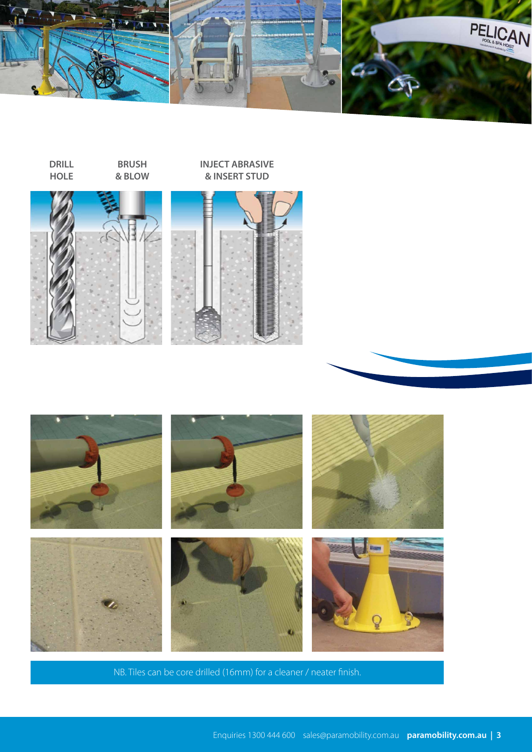DRILL HOLE

BRUSH & BLOW

INJECT ABRASIVE & INSERT STUD

NB. Tiles can be core drilled (16mm) for a cleaner / neater finish.

Enquiries 1300 444 600 sales@paramobility.com.au **paramobility.com.au**